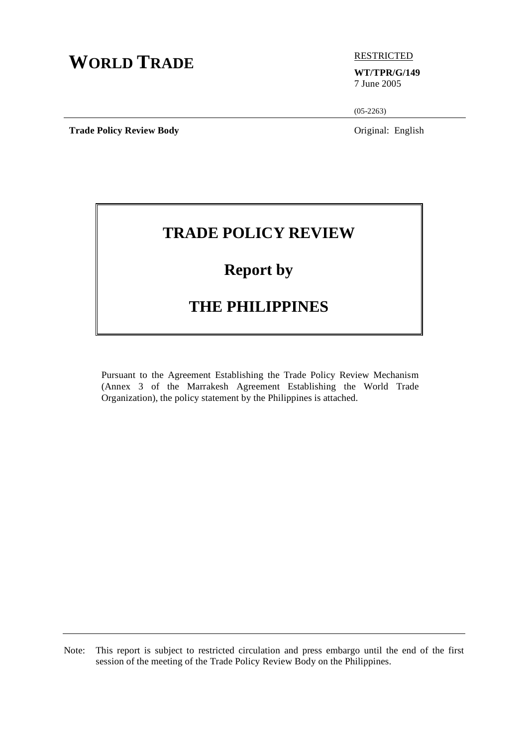# WORLD TRADE

RESTRICTED

**WT/TPR/G/149**
7 June 2005

(05-2263)

**Trade Policy Review Body**

Original: English

## TRADE POLICY REVIEW

## Report by

## THE PHILIPPINES

Pursuant to the Agreement Establishing the Trade Policy Review Mechanism (Annex 3 of the Marrakesh Agreement Establishing the World Trade Organization), the policy statement by the Philippines is attached.

Note: This report is subject to restricted circulation and press embargo until the end of the first session of the meeting of the Trade Policy Review Body on the Philippines.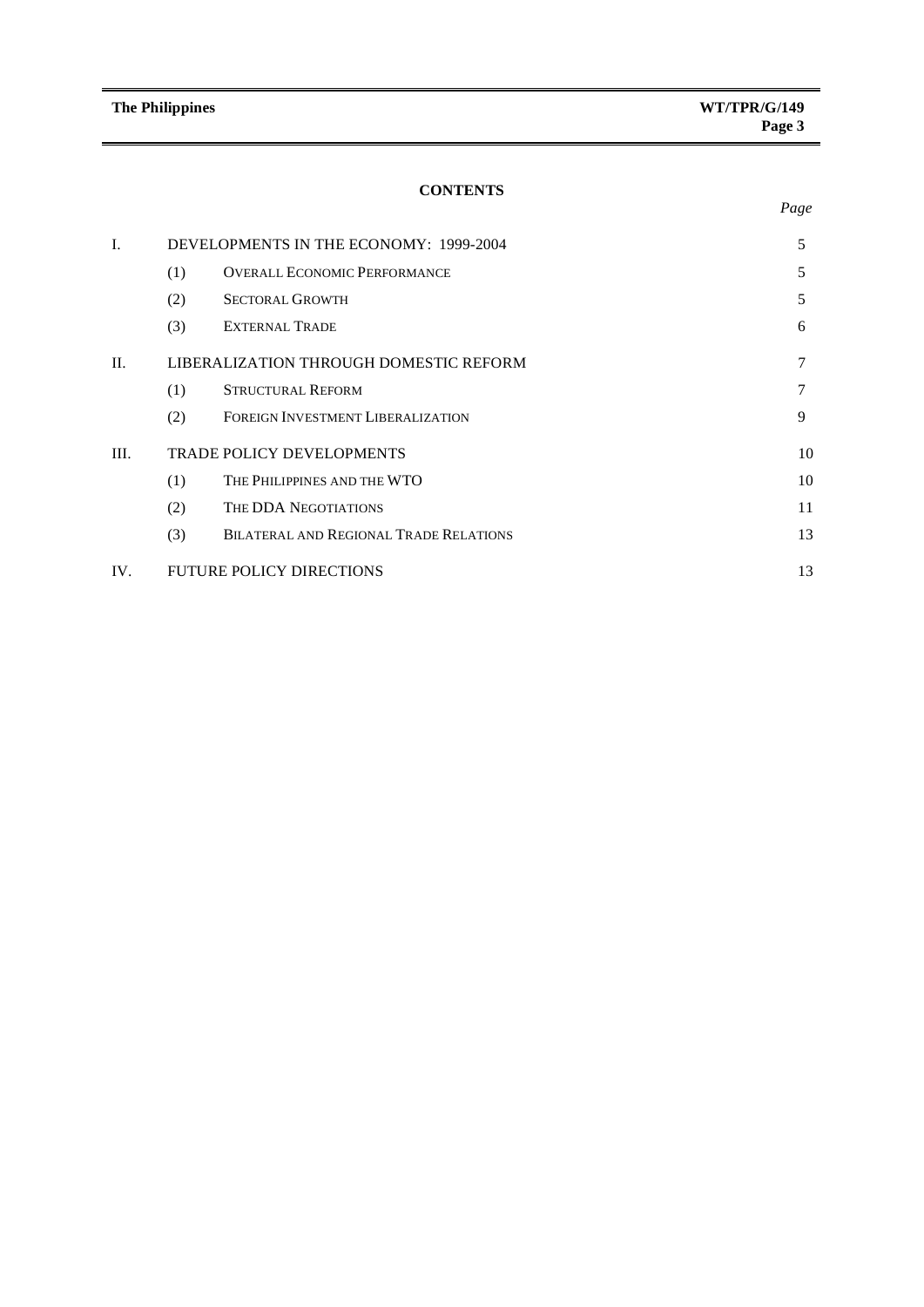## CONTENTS

| | | | *Page* |
|---|---|---|---|
| I. | DEVELOPMENTS IN THE ECONOMY: 1999-2004 | | 5 |
| | (1) | OVERALL ECONOMIC PERFORMANCE | 5 |
| | (2) | SECTORAL GROWTH | 5 |
| | (3) | EXTERNAL TRADE | 6 |
| II. | LIBERALIZATION THROUGH DOMESTIC REFORM | | 7 |
| | (1) | STRUCTURAL REFORM | 7 |
| | (2) | FOREIGN INVESTMENT LIBERALIZATION | 9 |
| III. | TRADE POLICY DEVELOPMENTS | | 10 |
| | (1) | THE PHILIPPINES AND THE WTO | 10 |
| | (2) | THE DDA NEGOTIATIONS | 11 |
| | (3) | BILATERAL AND REGIONAL TRADE RELATIONS | 13 |
| IV. | FUTURE POLICY DIRECTIONS | | 13 |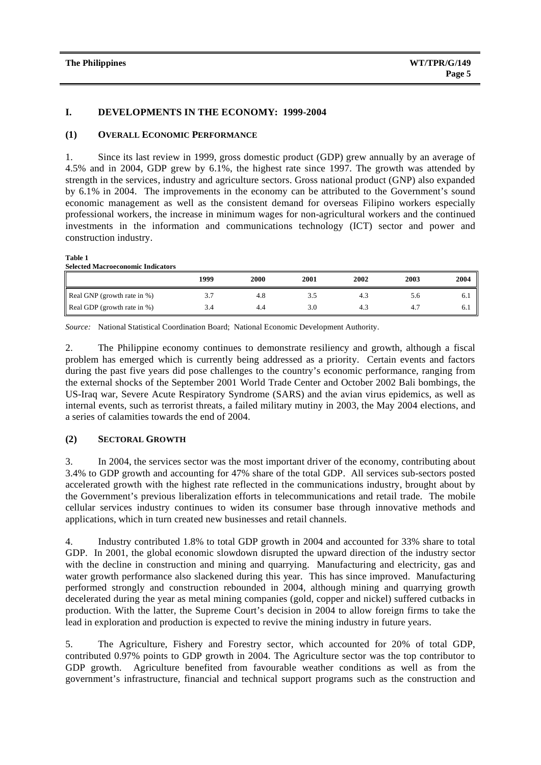## I. DEVELOPMENTS IN THE ECONOMY: 1999-2004

### (1) OVERALL ECONOMIC PERFORMANCE

1. Since its last review in 1999, gross domestic product (GDP) grew annually by an average of 4.5% and in 2004, GDP grew by 6.1%, the highest rate since 1997. The growth was attended by strength in the services, industry and agriculture sectors. Gross national product (GNP) also expanded by 6.1% in 2004. The improvements in the economy can be attributed to the Government's sound economic management as well as the consistent demand for overseas Filipino workers especially professional workers, the increase in minimum wages for non-agricultural workers and the continued investments in the information and communications technology (ICT) sector and power and construction industry.

**Table 1**
**Selected Macroeconomic Indicators**

| | 1999 | 2000 | 2001 | 2002 | 2003 | 2004 |
|---|---|---|---|---|---|---|
| Real GNP (growth rate in %) | 3.7 | 4.8 | 3.5 | 4.3 | 5.6 | 6.1 |
| Real GDP (growth rate in %) | 3.4 | 4.4 | 3.0 | 4.3 | 4.7 | 6.1 |

*Source:* National Statistical Coordination Board; National Economic Development Authority.

2. The Philippine economy continues to demonstrate resiliency and growth, although a fiscal problem has emerged which is currently being addressed as a priority. Certain events and factors during the past five years did pose challenges to the country's economic performance, ranging from the external shocks of the September 2001 World Trade Center and October 2002 Bali bombings, the US-Iraq war, Severe Acute Respiratory Syndrome (SARS) and the avian virus epidemics, as well as internal events, such as terrorist threats, a failed military mutiny in 2003, the May 2004 elections, and a series of calamities towards the end of 2004.

### (2) SECTORAL GROWTH

3. In 2004, the services sector was the most important driver of the economy, contributing about 3.4% to GDP growth and accounting for 47% share of the total GDP. All services sub-sectors posted accelerated growth with the highest rate reflected in the communications industry, brought about by the Government's previous liberalization efforts in telecommunications and retail trade. The mobile cellular services industry continues to widen its consumer base through innovative methods and applications, which in turn created new businesses and retail channels.

4. Industry contributed 1.8% to total GDP growth in 2004 and accounted for 33% share to total GDP. In 2001, the global economic slowdown disrupted the upward direction of the industry sector with the decline in construction and mining and quarrying. Manufacturing and electricity, gas and water growth performance also slackened during this year. This has since improved. Manufacturing performed strongly and construction rebounded in 2004, although mining and quarrying growth decelerated during the year as metal mining companies (gold, copper and nickel) suffered cutbacks in production. With the latter, the Supreme Court's decision in 2004 to allow foreign firms to take the lead in exploration and production is expected to revive the mining industry in future years.

5. The Agriculture, Fishery and Forestry sector, which accounted for 20% of total GDP, contributed 0.97% points to GDP growth in 2004. The Agriculture sector was the top contributor to GDP growth. Agriculture benefited from favourable weather conditions as well as from the government's infrastructure, financial and technical support programs such as the construction and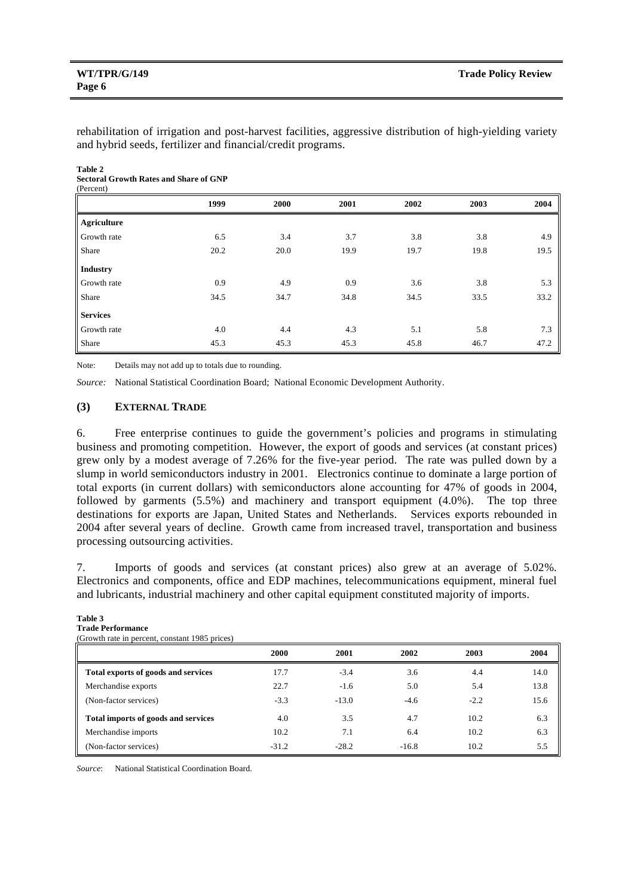rehabilitation of irrigation and post-harvest facilities, aggressive distribution of high-yielding variety and hybrid seeds, fertilizer and financial/credit programs.

**Table 2**
**Sectoral Growth Rates and Share of GNP**
(Percent)

| | 1999 | 2000 | 2001 | 2002 | 2003 | 2004 |
|---|---|---|---|---|---|---|
| **Agriculture** | | | | | | |
| Growth rate | 6.5 | 3.4 | 3.7 | 3.8 | 3.8 | 4.9 |
| Share | 20.2 | 20.0 | 19.9 | 19.7 | 19.8 | 19.5 |
| **Industry** | | | | | | |
| Growth rate | 0.9 | 4.9 | 0.9 | 3.6 | 3.8 | 5.3 |
| Share | 34.5 | 34.7 | 34.8 | 34.5 | 33.5 | 33.2 |
| **Services** | | | | | | |
| Growth rate | 4.0 | 4.4 | 4.3 | 5.1 | 5.8 | 7.3 |
| Share | 45.3 | 45.3 | 45.3 | 45.8 | 46.7 | 47.2 |

Note: Details may not add up to totals due to rounding.

*Source:* National Statistical Coordination Board; National Economic Development Authority.

### (3) EXTERNAL TRADE

6. Free enterprise continues to guide the government's policies and programs in stimulating business and promoting competition. However, the export of goods and services (at constant prices) grew only by a modest average of 7.26% for the five-year period. The rate was pulled down by a slump in world semiconductors industry in 2001. Electronics continue to dominate a large portion of total exports (in current dollars) with semiconductors alone accounting for 47% of goods in 2004, followed by garments (5.5%) and machinery and transport equipment (4.0%). The top three destinations for exports are Japan, United States and Netherlands. Services exports rebounded in 2004 after several years of decline. Growth came from increased travel, transportation and business processing outsourcing activities.

7. Imports of goods and services (at constant prices) also grew at an average of 5.02%. Electronics and components, office and EDP machines, telecommunications equipment, mineral fuel and lubricants, industrial machinery and other capital equipment constituted majority of imports.

**Table 3**
**Trade Performance**
(Growth rate in percent, constant 1985 prices)

| | 2000 | 2001 | 2002 | 2003 | 2004 |
|---|---|---|---|---|---|
| **Total exports of goods and services** | 17.7 | -3.4 | 3.6 | 4.4 | 14.0 |
| Merchandise exports | 22.7 | -1.6 | 5.0 | 5.4 | 13.8 |
| (Non-factor services) | -3.3 | -13.0 | -4.6 | -2.2 | 15.6 |
| **Total imports of goods and services** | 4.0 | 3.5 | 4.7 | 10.2 | 6.3 |
| Merchandise imports | 10.2 | 7.1 | 6.4 | 10.2 | 6.3 |
| (Non-factor services) | -31.2 | -28.2 | -16.8 | 10.2 | 5.5 |

*Source*: National Statistical Coordination Board.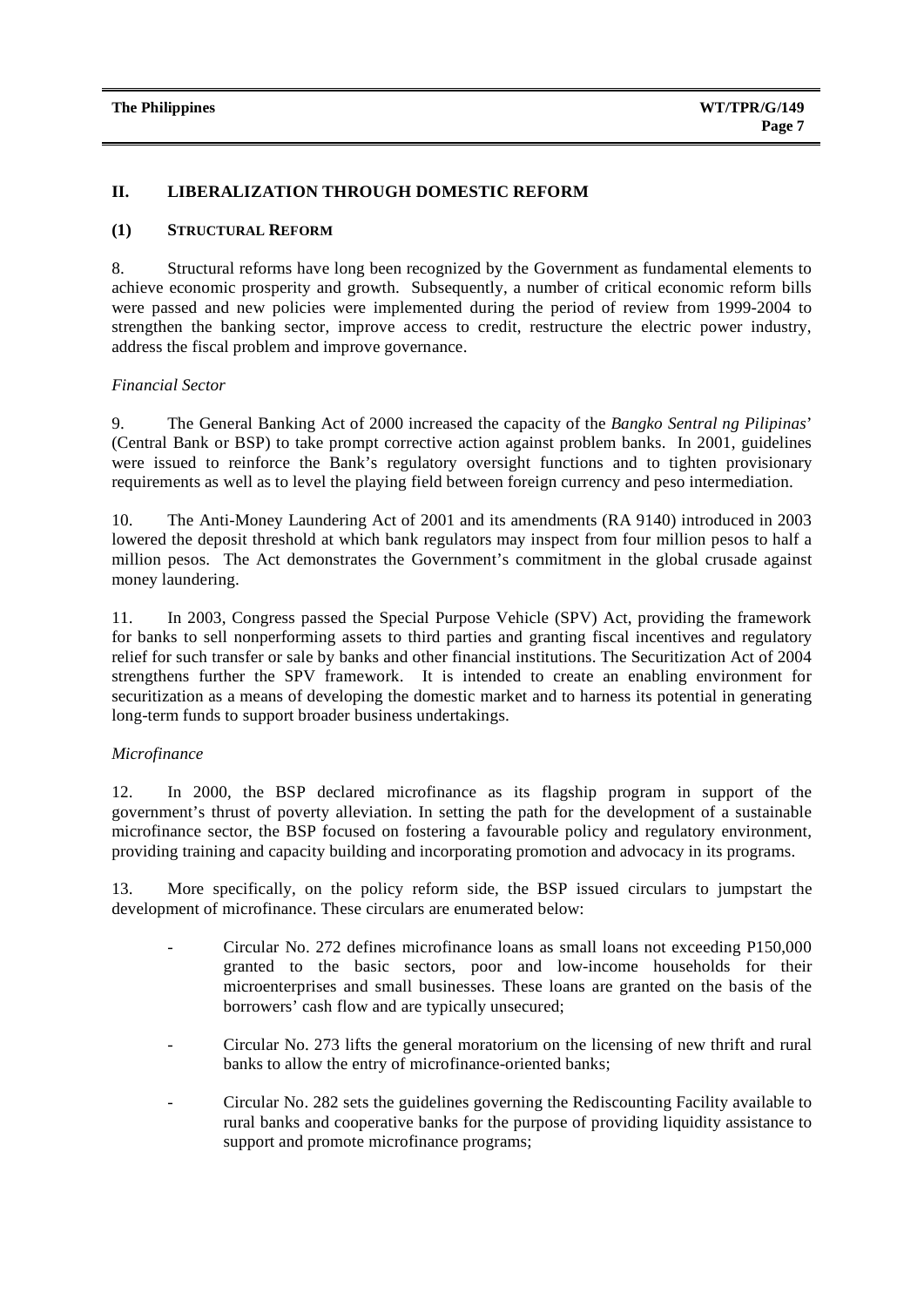## II. LIBERALIZATION THROUGH DOMESTIC REFORM

### (1) STRUCTURAL REFORM

8. Structural reforms have long been recognized by the Government as fundamental elements to achieve economic prosperity and growth. Subsequently, a number of critical economic reform bills were passed and new policies were implemented during the period of review from 1999-2004 to strengthen the banking sector, improve access to credit, restructure the electric power industry, address the fiscal problem and improve governance.

*Financial Sector*

9. The General Banking Act of 2000 increased the capacity of the *Bangko Sentral ng Pilipinas*' (Central Bank or BSP) to take prompt corrective action against problem banks. In 2001, guidelines were issued to reinforce the Bank's regulatory oversight functions and to tighten provisionary requirements as well as to level the playing field between foreign currency and peso intermediation.

10. The Anti-Money Laundering Act of 2001 and its amendments (RA 9140) introduced in 2003 lowered the deposit threshold at which bank regulators may inspect from four million pesos to half a million pesos. The Act demonstrates the Government's commitment in the global crusade against money laundering.

11. In 2003, Congress passed the Special Purpose Vehicle (SPV) Act, providing the framework for banks to sell nonperforming assets to third parties and granting fiscal incentives and regulatory relief for such transfer or sale by banks and other financial institutions. The Securitization Act of 2004 strengthens further the SPV framework. It is intended to create an enabling environment for securitization as a means of developing the domestic market and to harness its potential in generating long-term funds to support broader business undertakings.

*Microfinance*

12. In 2000, the BSP declared microfinance as its flagship program in support of the government's thrust of poverty alleviation. In setting the path for the development of a sustainable microfinance sector, the BSP focused on fostering a favourable policy and regulatory environment, providing training and capacity building and incorporating promotion and advocacy in its programs.

13. More specifically, on the policy reform side, the BSP issued circulars to jumpstart the development of microfinance. These circulars are enumerated below:

- Circular No. 272 defines microfinance loans as small loans not exceeding P150,000 granted to the basic sectors, poor and low-income households for their microenterprises and small businesses. These loans are granted on the basis of the borrowers' cash flow and are typically unsecured;

- Circular No. 273 lifts the general moratorium on the licensing of new thrift and rural banks to allow the entry of microfinance-oriented banks;

- Circular No. 282 sets the guidelines governing the Rediscounting Facility available to rural banks and cooperative banks for the purpose of providing liquidity assistance to support and promote microfinance programs;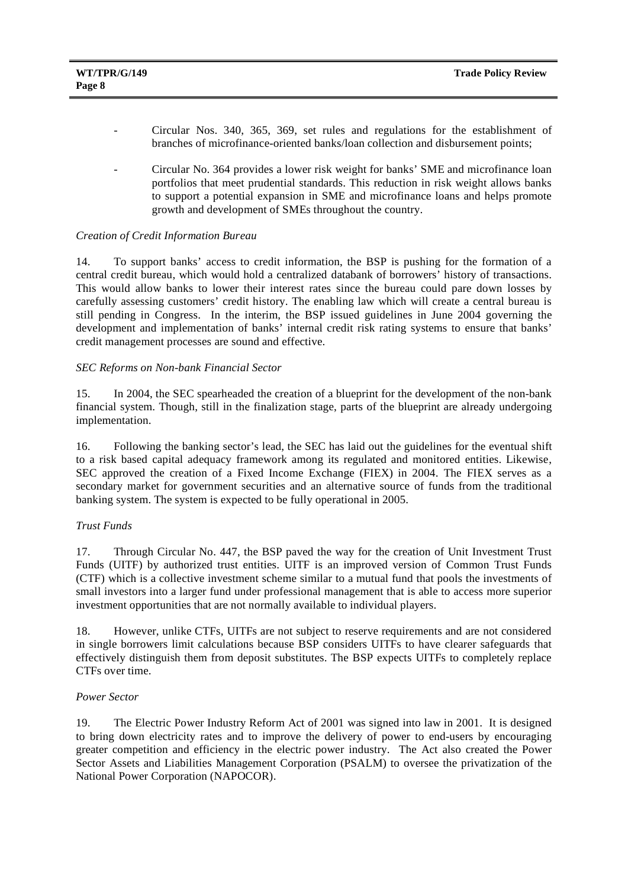- Circular Nos. 340, 365, 369, set rules and regulations for the establishment of branches of microfinance-oriented banks/loan collection and disbursement points;

- Circular No. 364 provides a lower risk weight for banks' SME and microfinance loan portfolios that meet prudential standards. This reduction in risk weight allows banks to support a potential expansion in SME and microfinance loans and helps promote growth and development of SMEs throughout the country.

*Creation of Credit Information Bureau*

14. To support banks' access to credit information, the BSP is pushing for the formation of a central credit bureau, which would hold a centralized databank of borrowers' history of transactions. This would allow banks to lower their interest rates since the bureau could pare down losses by carefully assessing customers' credit history. The enabling law which will create a central bureau is still pending in Congress. In the interim, the BSP issued guidelines in June 2004 governing the development and implementation of banks' internal credit risk rating systems to ensure that banks' credit management processes are sound and effective.

*SEC Reforms on Non-bank Financial Sector*

15. In 2004, the SEC spearheaded the creation of a blueprint for the development of the non-bank financial system. Though, still in the finalization stage, parts of the blueprint are already undergoing implementation.

16. Following the banking sector's lead, the SEC has laid out the guidelines for the eventual shift to a risk based capital adequacy framework among its regulated and monitored entities. Likewise, SEC approved the creation of a Fixed Income Exchange (FIEX) in 2004. The FIEX serves as a secondary market for government securities and an alternative source of funds from the traditional banking system. The system is expected to be fully operational in 2005.

*Trust Funds*

17. Through Circular No. 447, the BSP paved the way for the creation of Unit Investment Trust Funds (UITF) by authorized trust entities. UITF is an improved version of Common Trust Funds (CTF) which is a collective investment scheme similar to a mutual fund that pools the investments of small investors into a larger fund under professional management that is able to access more superior investment opportunities that are not normally available to individual players.

18. However, unlike CTFs, UITFs are not subject to reserve requirements and are not considered in single borrowers limit calculations because BSP considers UITFs to have clearer safeguards that effectively distinguish them from deposit substitutes. The BSP expects UITFs to completely replace CTFs over time.

*Power Sector*

19. The Electric Power Industry Reform Act of 2001 was signed into law in 2001. It is designed to bring down electricity rates and to improve the delivery of power to end-users by encouraging greater competition and efficiency in the electric power industry. The Act also created the Power Sector Assets and Liabilities Management Corporation (PSALM) to oversee the privatization of the National Power Corporation (NAPOCOR).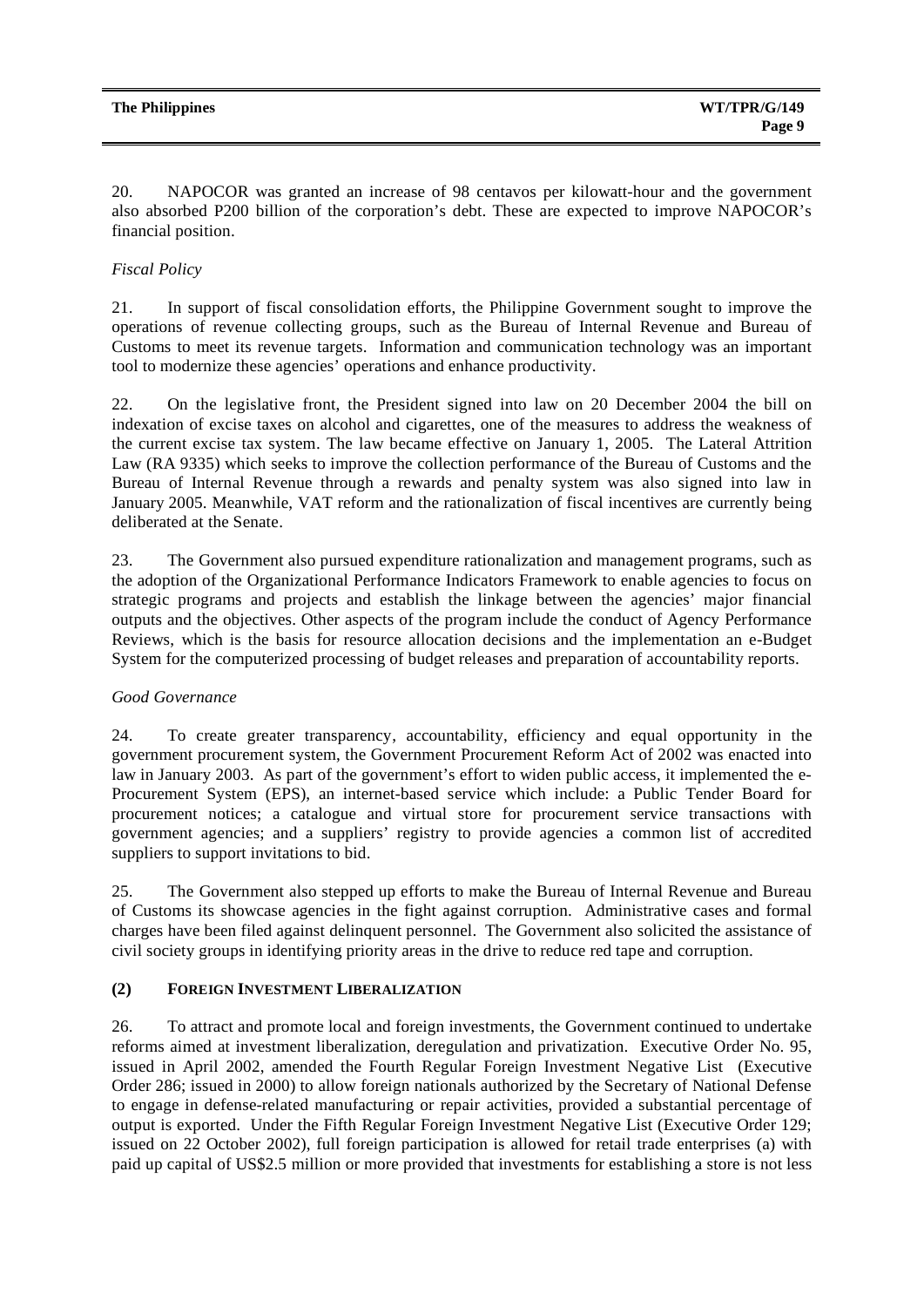20. NAPOCOR was granted an increase of 98 centavos per kilowatt-hour and the government also absorbed P200 billion of the corporation's debt. These are expected to improve NAPOCOR's financial position.

*Fiscal Policy*

21. In support of fiscal consolidation efforts, the Philippine Government sought to improve the operations of revenue collecting groups, such as the Bureau of Internal Revenue and Bureau of Customs to meet its revenue targets. Information and communication technology was an important tool to modernize these agencies' operations and enhance productivity.

22. On the legislative front, the President signed into law on 20 December 2004 the bill on indexation of excise taxes on alcohol and cigarettes, one of the measures to address the weakness of the current excise tax system. The law became effective on January 1, 2005. The Lateral Attrition Law (RA 9335) which seeks to improve the collection performance of the Bureau of Customs and the Bureau of Internal Revenue through a rewards and penalty system was also signed into law in January 2005. Meanwhile, VAT reform and the rationalization of fiscal incentives are currently being deliberated at the Senate.

23. The Government also pursued expenditure rationalization and management programs, such as the adoption of the Organizational Performance Indicators Framework to enable agencies to focus on strategic programs and projects and establish the linkage between the agencies' major financial outputs and the objectives. Other aspects of the program include the conduct of Agency Performance Reviews, which is the basis for resource allocation decisions and the implementation an e-Budget System for the computerized processing of budget releases and preparation of accountability reports.

*Good Governance*

24. To create greater transparency, accountability, efficiency and equal opportunity in the government procurement system, the Government Procurement Reform Act of 2002 was enacted into law in January 2003. As part of the government's effort to widen public access, it implemented the e-Procurement System (EPS), an internet-based service which include: a Public Tender Board for procurement notices; a catalogue and virtual store for procurement service transactions with government agencies; and a suppliers' registry to provide agencies a common list of accredited suppliers to support invitations to bid.

25. The Government also stepped up efforts to make the Bureau of Internal Revenue and Bureau of Customs its showcase agencies in the fight against corruption. Administrative cases and formal charges have been filed against delinquent personnel. The Government also solicited the assistance of civil society groups in identifying priority areas in the drive to reduce red tape and corruption.

### (2) FOREIGN INVESTMENT LIBERALIZATION

26. To attract and promote local and foreign investments, the Government continued to undertake reforms aimed at investment liberalization, deregulation and privatization. Executive Order No. 95, issued in April 2002, amended the Fourth Regular Foreign Investment Negative List (Executive Order 286; issued in 2000) to allow foreign nationals authorized by the Secretary of National Defense to engage in defense-related manufacturing or repair activities, provided a substantial percentage of output is exported. Under the Fifth Regular Foreign Investment Negative List (Executive Order 129; issued on 22 October 2002), full foreign participation is allowed for retail trade enterprises (a) with paid up capital of US$2.5 million or more provided that investments for establishing a store is not less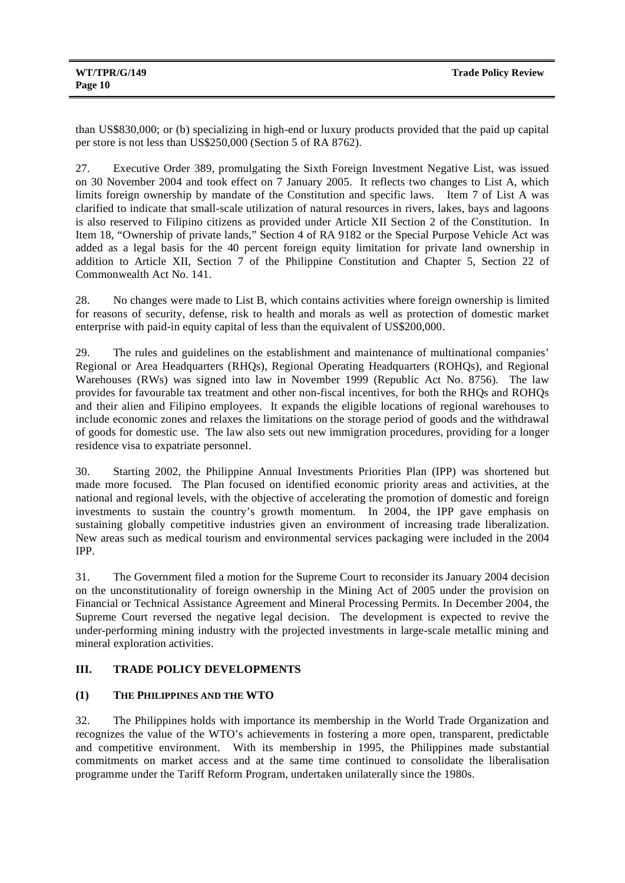than US$830,000; or (b) specializing in high-end or luxury products provided that the paid up capital per store is not less than US$250,000 (Section 5 of RA 8762).

27. Executive Order 389, promulgating the Sixth Foreign Investment Negative List, was issued on 30 November 2004 and took effect on 7 January 2005. It reflects two changes to List A, which limits foreign ownership by mandate of the Constitution and specific laws. Item 7 of List A was clarified to indicate that small-scale utilization of natural resources in rivers, lakes, bays and lagoons is also reserved to Filipino citizens as provided under Article XII Section 2 of the Constitution. In Item 18, "Ownership of private lands," Section 4 of RA 9182 or the Special Purpose Vehicle Act was added as a legal basis for the 40 percent foreign equity limitation for private land ownership in addition to Article XII, Section 7 of the Philippine Constitution and Chapter 5, Section 22 of Commonwealth Act No. 141.

28. No changes were made to List B, which contains activities where foreign ownership is limited for reasons of security, defense, risk to health and morals as well as protection of domestic market enterprise with paid-in equity capital of less than the equivalent of US$200,000.

29. The rules and guidelines on the establishment and maintenance of multinational companies' Regional or Area Headquarters (RHQs), Regional Operating Headquarters (ROHQs), and Regional Warehouses (RWs) was signed into law in November 1999 (Republic Act No. 8756). The law provides for favourable tax treatment and other non-fiscal incentives, for both the RHQs and ROHQs and their alien and Filipino employees. It expands the eligible locations of regional warehouses to include economic zones and relaxes the limitations on the storage period of goods and the withdrawal of goods for domestic use. The law also sets out new immigration procedures, providing for a longer residence visa to expatriate personnel.

30. Starting 2002, the Philippine Annual Investments Priorities Plan (IPP) was shortened but made more focused. The Plan focused on identified economic priority areas and activities, at the national and regional levels, with the objective of accelerating the promotion of domestic and foreign investments to sustain the country's growth momentum. In 2004, the IPP gave emphasis on sustaining globally competitive industries given an environment of increasing trade liberalization. New areas such as medical tourism and environmental services packaging were included in the 2004 IPP.

31. The Government filed a motion for the Supreme Court to reconsider its January 2004 decision on the unconstitutionality of foreign ownership in the Mining Act of 2005 under the provision on Financial or Technical Assistance Agreement and Mineral Processing Permits. In December 2004, the Supreme Court reversed the negative legal decision. The development is expected to revive the under-performing mining industry with the projected investments in large-scale metallic mining and mineral exploration activities.

## III. TRADE POLICY DEVELOPMENTS

### (1) THE PHILIPPINES AND THE WTO

32. The Philippines holds with importance its membership in the World Trade Organization and recognizes the value of the WTO's achievements in fostering a more open, transparent, predictable and competitive environment. With its membership in 1995, the Philippines made substantial commitments on market access and at the same time continued to consolidate the liberalisation programme under the Tariff Reform Program, undertaken unilaterally since the 1980s.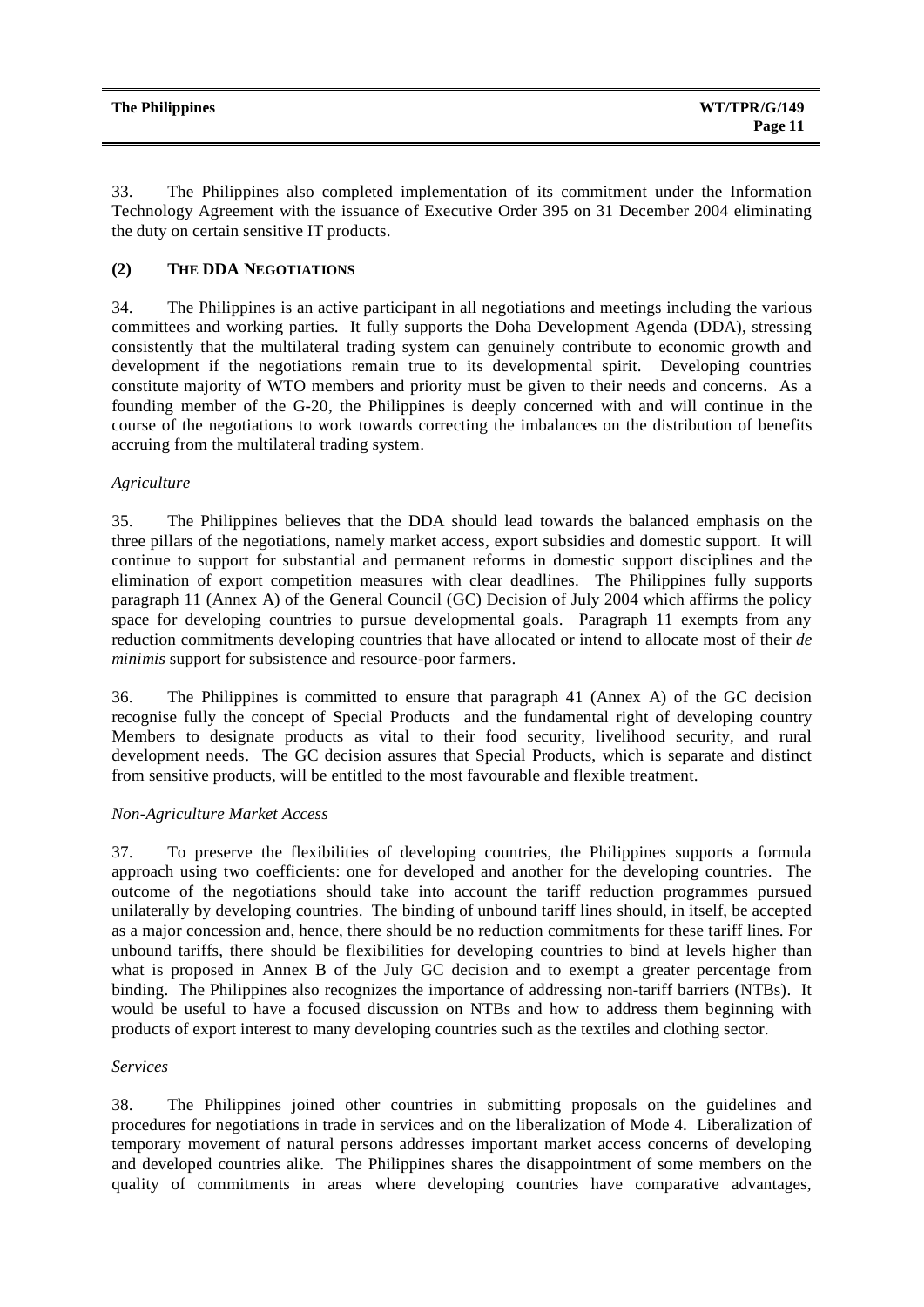33. The Philippines also completed implementation of its commitment under the Information Technology Agreement with the issuance of Executive Order 395 on 31 December 2004 eliminating the duty on certain sensitive IT products.

### (2) THE DDA NEGOTIATIONS

34. The Philippines is an active participant in all negotiations and meetings including the various committees and working parties. It fully supports the Doha Development Agenda (DDA), stressing consistently that the multilateral trading system can genuinely contribute to economic growth and development if the negotiations remain true to its developmental spirit. Developing countries constitute majority of WTO members and priority must be given to their needs and concerns. As a founding member of the G-20, the Philippines is deeply concerned with and will continue in the course of the negotiations to work towards correcting the imbalances on the distribution of benefits accruing from the multilateral trading system.

*Agriculture*

35. The Philippines believes that the DDA should lead towards the balanced emphasis on the three pillars of the negotiations, namely market access, export subsidies and domestic support. It will continue to support for substantial and permanent reforms in domestic support disciplines and the elimination of export competition measures with clear deadlines. The Philippines fully supports paragraph 11 (Annex A) of the General Council (GC) Decision of July 2004 which affirms the policy space for developing countries to pursue developmental goals. Paragraph 11 exempts from any reduction commitments developing countries that have allocated or intend to allocate most of their *de minimis* support for subsistence and resource-poor farmers.

36. The Philippines is committed to ensure that paragraph 41 (Annex A) of the GC decision recognise fully the concept of Special Products and the fundamental right of developing country Members to designate products as vital to their food security, livelihood security, and rural development needs. The GC decision assures that Special Products, which is separate and distinct from sensitive products, will be entitled to the most favourable and flexible treatment.

*Non-Agriculture Market Access*

37. To preserve the flexibilities of developing countries, the Philippines supports a formula approach using two coefficients: one for developed and another for the developing countries. The outcome of the negotiations should take into account the tariff reduction programmes pursued unilaterally by developing countries. The binding of unbound tariff lines should, in itself, be accepted as a major concession and, hence, there should be no reduction commitments for these tariff lines. For unbound tariffs, there should be flexibilities for developing countries to bind at levels higher than what is proposed in Annex B of the July GC decision and to exempt a greater percentage from binding. The Philippines also recognizes the importance of addressing non-tariff barriers (NTBs). It would be useful to have a focused discussion on NTBs and how to address them beginning with products of export interest to many developing countries such as the textiles and clothing sector.

*Services*

38. The Philippines joined other countries in submitting proposals on the guidelines and procedures for negotiations in trade in services and on the liberalization of Mode 4. Liberalization of temporary movement of natural persons addresses important market access concerns of developing and developed countries alike. The Philippines shares the disappointment of some members on the quality of commitments in areas where developing countries have comparative advantages,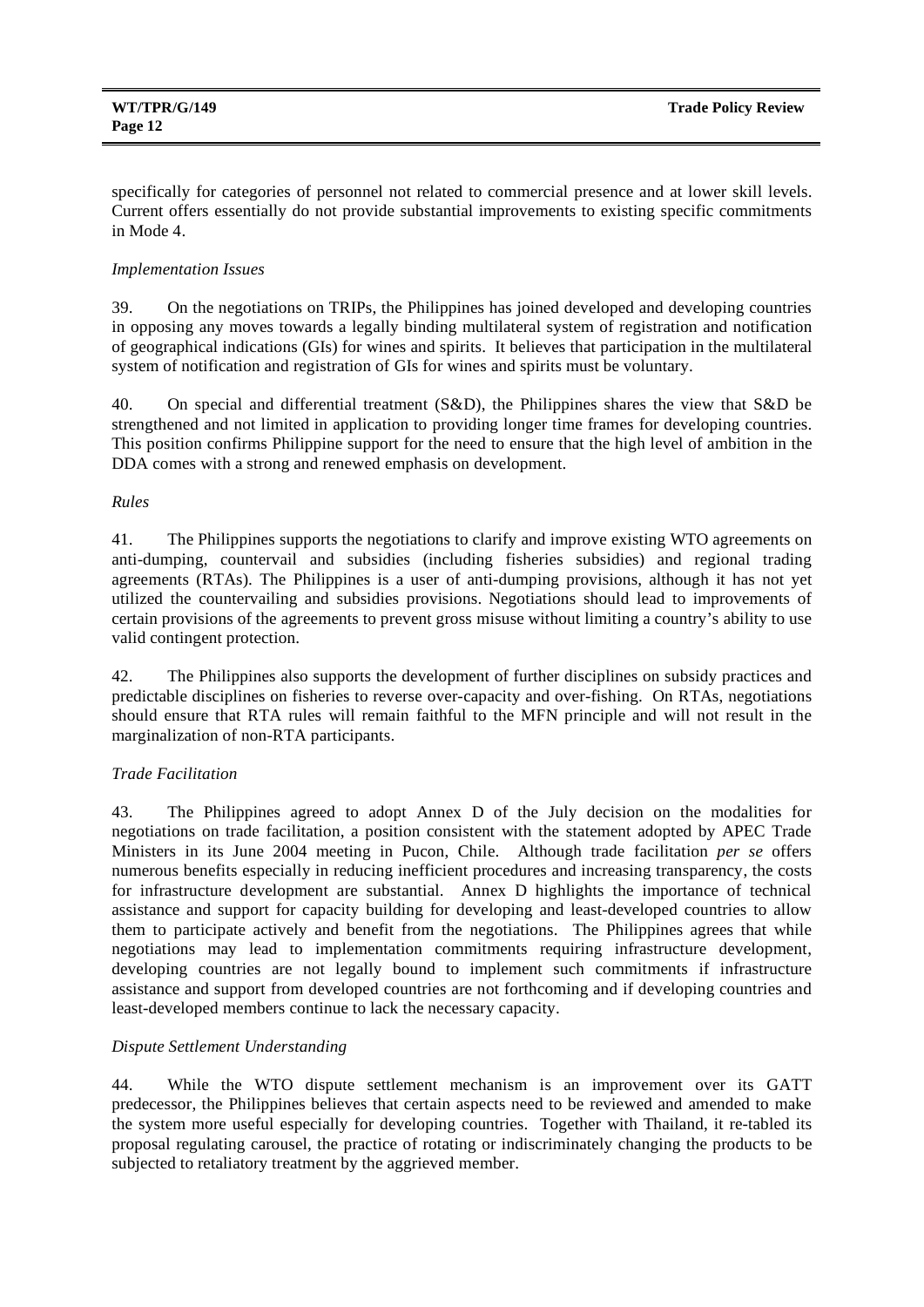specifically for categories of personnel not related to commercial presence and at lower skill levels. Current offers essentially do not provide substantial improvements to existing specific commitments in Mode 4.

*Implementation Issues*

39. On the negotiations on TRIPs, the Philippines has joined developed and developing countries in opposing any moves towards a legally binding multilateral system of registration and notification of geographical indications (GIs) for wines and spirits. It believes that participation in the multilateral system of notification and registration of GIs for wines and spirits must be voluntary.

40. On special and differential treatment (S&D), the Philippines shares the view that S&D be strengthened and not limited in application to providing longer time frames for developing countries. This position confirms Philippine support for the need to ensure that the high level of ambition in the DDA comes with a strong and renewed emphasis on development.

*Rules*

41. The Philippines supports the negotiations to clarify and improve existing WTO agreements on anti-dumping, countervail and subsidies (including fisheries subsidies) and regional trading agreements (RTAs). The Philippines is a user of anti-dumping provisions, although it has not yet utilized the countervailing and subsidies provisions. Negotiations should lead to improvements of certain provisions of the agreements to prevent gross misuse without limiting a country's ability to use valid contingent protection.

42. The Philippines also supports the development of further disciplines on subsidy practices and predictable disciplines on fisheries to reverse over-capacity and over-fishing. On RTAs, negotiations should ensure that RTA rules will remain faithful to the MFN principle and will not result in the marginalization of non-RTA participants.

*Trade Facilitation*

43. The Philippines agreed to adopt Annex D of the July decision on the modalities for negotiations on trade facilitation, a position consistent with the statement adopted by APEC Trade Ministers in its June 2004 meeting in Pucon, Chile. Although trade facilitation *per se* offers numerous benefits especially in reducing inefficient procedures and increasing transparency, the costs for infrastructure development are substantial. Annex D highlights the importance of technical assistance and support for capacity building for developing and least-developed countries to allow them to participate actively and benefit from the negotiations. The Philippines agrees that while negotiations may lead to implementation commitments requiring infrastructure development, developing countries are not legally bound to implement such commitments if infrastructure assistance and support from developed countries are not forthcoming and if developing countries and least-developed members continue to lack the necessary capacity.

*Dispute Settlement Understanding*

44. While the WTO dispute settlement mechanism is an improvement over its GATT predecessor, the Philippines believes that certain aspects need to be reviewed and amended to make the system more useful especially for developing countries. Together with Thailand, it re-tabled its proposal regulating carousel, the practice of rotating or indiscriminately changing the products to be subjected to retaliatory treatment by the aggrieved member.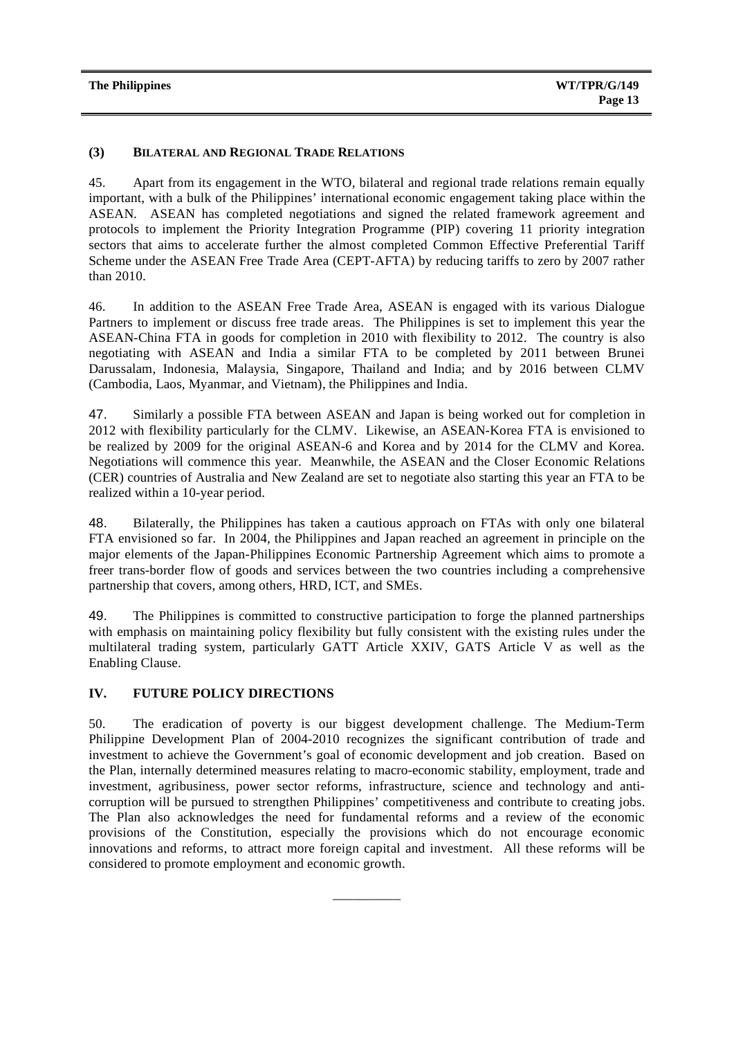### (3) BILATERAL AND REGIONAL TRADE RELATIONS

45. Apart from its engagement in the WTO, bilateral and regional trade relations remain equally important, with a bulk of the Philippines' international economic engagement taking place within the ASEAN. ASEAN has completed negotiations and signed the related framework agreement and protocols to implement the Priority Integration Programme (PIP) covering 11 priority integration sectors that aims to accelerate further the almost completed Common Effective Preferential Tariff Scheme under the ASEAN Free Trade Area (CEPT-AFTA) by reducing tariffs to zero by 2007 rather than 2010.

46. In addition to the ASEAN Free Trade Area, ASEAN is engaged with its various Dialogue Partners to implement or discuss free trade areas. The Philippines is set to implement this year the ASEAN-China FTA in goods for completion in 2010 with flexibility to 2012. The country is also negotiating with ASEAN and India a similar FTA to be completed by 2011 between Brunei Darussalam, Indonesia, Malaysia, Singapore, Thailand and India; and by 2016 between CLMV (Cambodia, Laos, Myanmar, and Vietnam), the Philippines and India.

47. Similarly a possible FTA between ASEAN and Japan is being worked out for completion in 2012 with flexibility particularly for the CLMV. Likewise, an ASEAN-Korea FTA is envisioned to be realized by 2009 for the original ASEAN-6 and Korea and by 2014 for the CLMV and Korea. Negotiations will commence this year. Meanwhile, the ASEAN and the Closer Economic Relations (CER) countries of Australia and New Zealand are set to negotiate also starting this year an FTA to be realized within a 10-year period.

48. Bilaterally, the Philippines has taken a cautious approach on FTAs with only one bilateral FTA envisioned so far. In 2004, the Philippines and Japan reached an agreement in principle on the major elements of the Japan-Philippines Economic Partnership Agreement which aims to promote a freer trans-border flow of goods and services between the two countries including a comprehensive partnership that covers, among others, HRD, ICT, and SMEs.

49. The Philippines is committed to constructive participation to forge the planned partnerships with emphasis on maintaining policy flexibility but fully consistent with the existing rules under the multilateral trading system, particularly GATT Article XXIV, GATS Article V as well as the Enabling Clause.

## IV. FUTURE POLICY DIRECTIONS

50. The eradication of poverty is our biggest development challenge. The Medium-Term Philippine Development Plan of 2004-2010 recognizes the significant contribution of trade and investment to achieve the Government's goal of economic development and job creation. Based on the Plan, internally determined measures relating to macro-economic stability, employment, trade and investment, agribusiness, power sector reforms, infrastructure, science and technology and anti-corruption will be pursued to strengthen Philippines' competitiveness and contribute to creating jobs. The Plan also acknowledges the need for fundamental reforms and a review of the economic provisions of the Constitution, especially the provisions which do not encourage economic innovations and reforms, to attract more foreign capital and investment. All these reforms will be considered to promote employment and economic growth.

__________